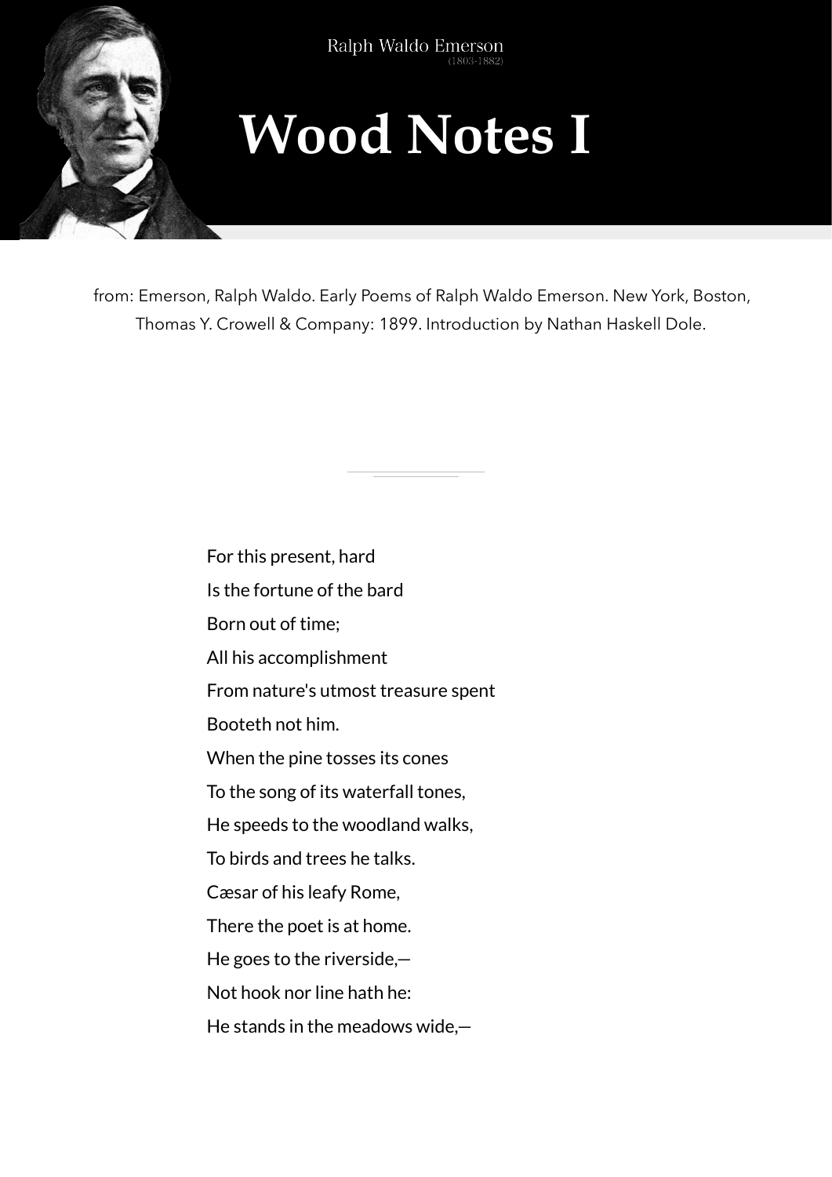Ralph Waldo Emerson
(1803-1882)

# Wood Notes I

from: Emerson, Ralph Waldo. Early Poems of Ralph Waldo Emerson. New York, Boston, Thomas Y. Crowell & Company: 1899. Introduction by Nathan Haskell Dole.

---

For this present, hard
Is the fortune of the bard
Born out of time;
All his accomplishment
From nature's utmost treasure spent
Booteth not him.
When the pine tosses its cones
To the song of its waterfall tones,
He speeds to the woodland walks,
To birds and trees he talks.
Cæsar of his leafy Rome,
There the poet is at home.
He goes to the riverside,—
Not hook nor line hath he:
He stands in the meadows wide,—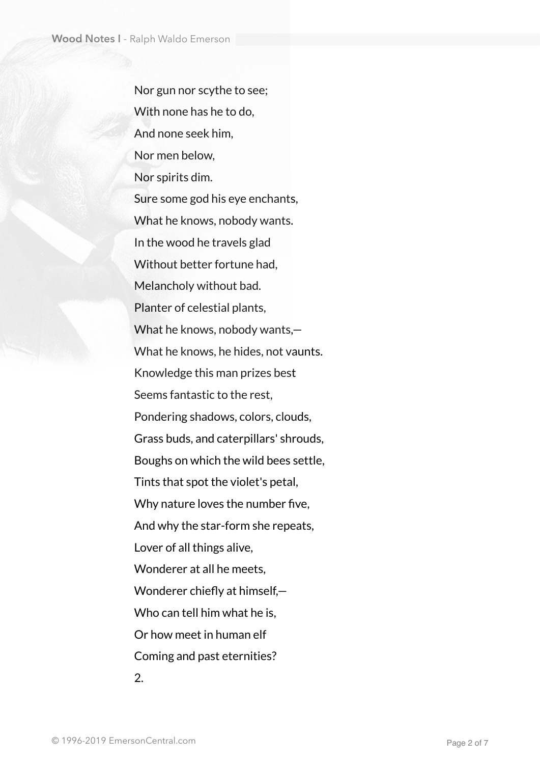Nor gun nor scythe to see;  
With none has he to do,  
And none seek him,  
Nor men below,  
Nor spirits dim.  
Sure some god his eye enchants,  
What he knows, nobody wants.  
In the wood he travels glad  
Without better fortune had,  
Melancholy without bad.  
Planter of celestial plants,  
What he knows, nobody wants,—  
What he knows, he hides, not vaunts.  
Knowledge this man prizes best  
Seems fantastic to the rest,  
Pondering shadows, colors, clouds,  
Grass buds, and caterpillars' shrouds,  
Boughs on which the wild bees settle,  
Tints that spot the violet's petal,  
Why nature loves the number five,  
And why the star-form she repeats,  
Lover of all things alive,  
Wonderer at all he meets,  
Wonderer chiefly at himself,—  
Who can tell him what he is,  
Or how meet in human elf  
Coming and past eternities?

2.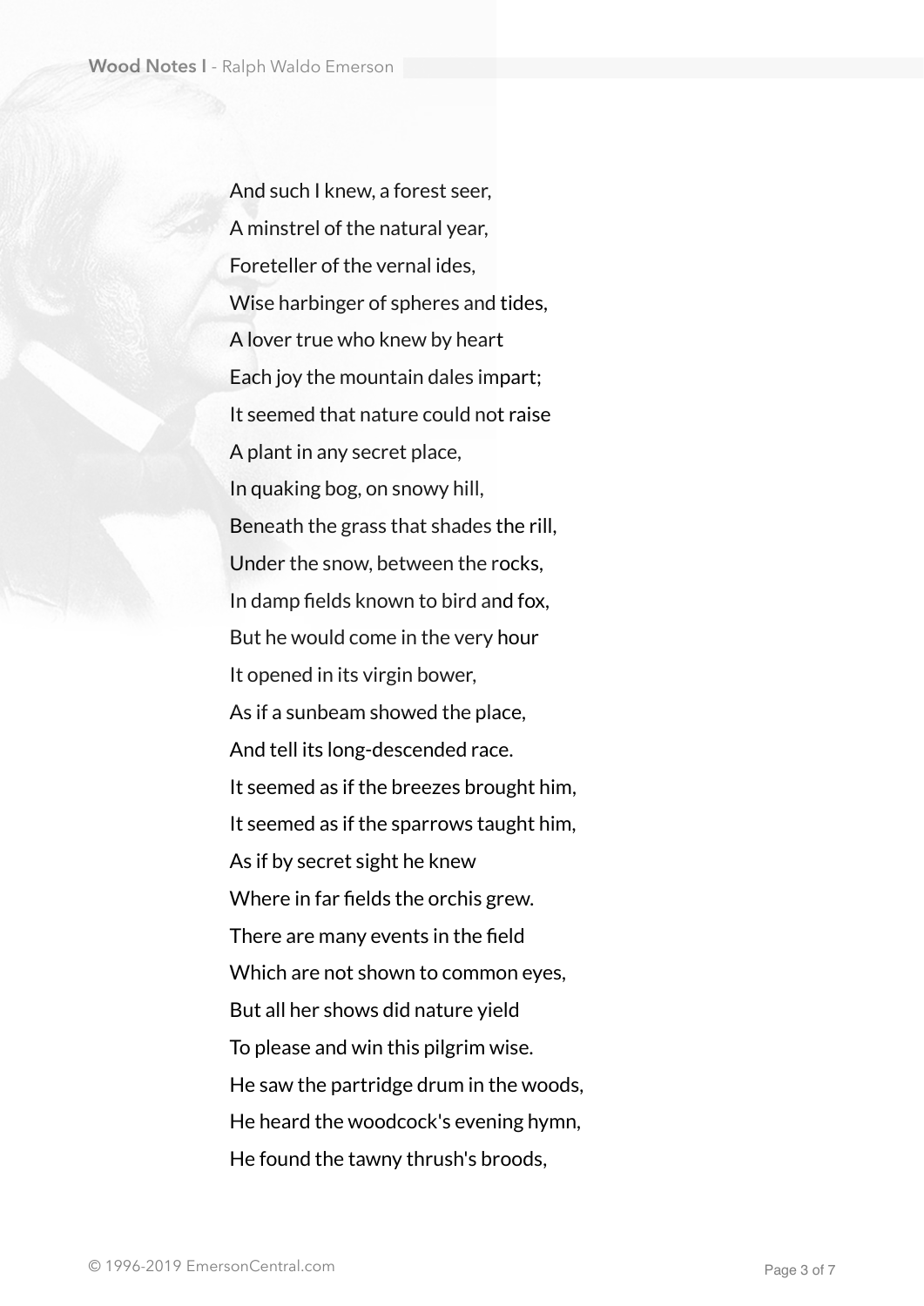And such I knew, a forest seer,  
A minstrel of the natural year,  
Foreteller of the vernal ides,  
Wise harbinger of spheres and tides,  
A lover true who knew by heart  
Each joy the mountain dales impart;  
It seemed that nature could not raise  
A plant in any secret place,  
In quaking bog, on snowy hill,  
Beneath the grass that shades the rill,  
Under the snow, between the rocks,  
In damp fields known to bird and fox,  
But he would come in the very hour  
It opened in its virgin bower,  
As if a sunbeam showed the place,  
And tell its long-descended race.  
It seemed as if the breezes brought him,  
It seemed as if the sparrows taught him,  
As if by secret sight he knew  
Where in far fields the orchis grew.  
There are many events in the field  
Which are not shown to common eyes,  
But all her shows did nature yield  
To please and win this pilgrim wise.  
He saw the partridge drum in the woods,  
He heard the woodcock's evening hymn,  
He found the tawny thrush's broods,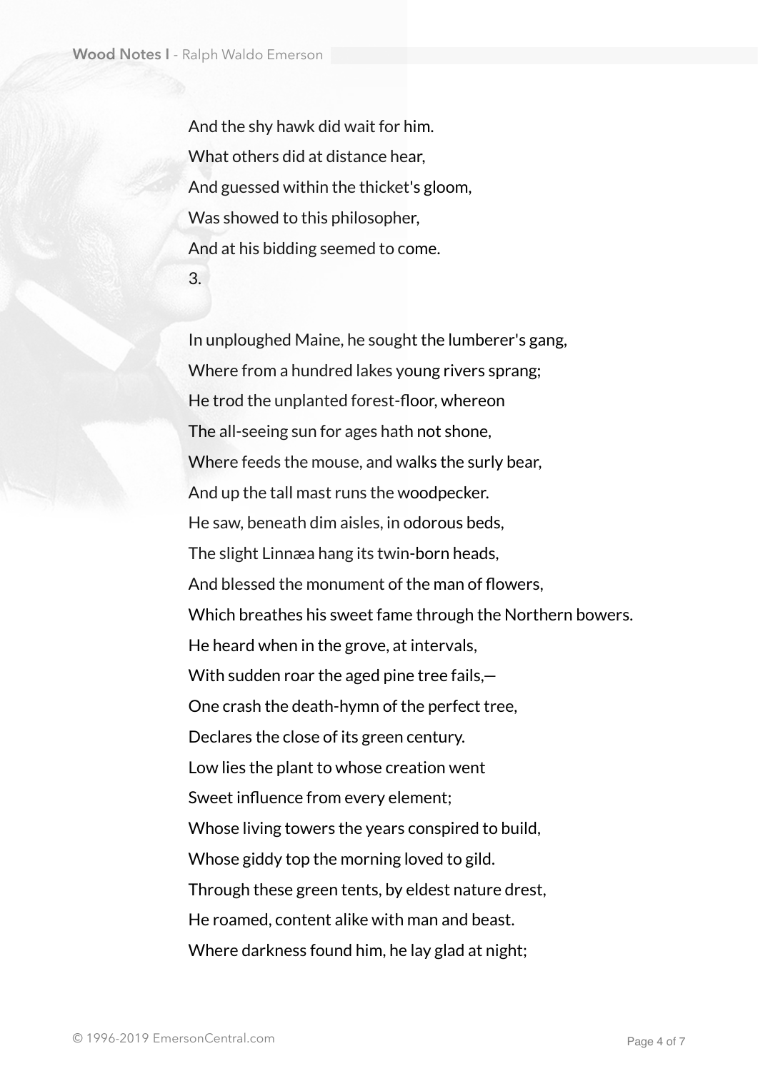And the shy hawk did wait for him.
What others did at distance hear,
And guessed within the thicket's gloom,
Was showed to this philosopher,
And at his bidding seemed to come.

3.

In unploughed Maine, he sought the lumberer's gang,
Where from a hundred lakes young rivers sprang;
He trod the unplanted forest-floor, whereon
The all-seeing sun for ages hath not shone,
Where feeds the mouse, and walks the surly bear,
And up the tall mast runs the woodpecker.
He saw, beneath dim aisles, in odorous beds,
The slight Linnæa hang its twin-born heads,
And blessed the monument of the man of flowers,
Which breathes his sweet fame through the Northern bowers.
He heard when in the grove, at intervals,
With sudden roar the aged pine tree fails,—
One crash the death-hymn of the perfect tree,
Declares the close of its green century.
Low lies the plant to whose creation went
Sweet influence from every element;
Whose living towers the years conspired to build,
Whose giddy top the morning loved to gild.
Through these green tents, by eldest nature drest,
He roamed, content alike with man and beast.
Where darkness found him, he lay glad at night;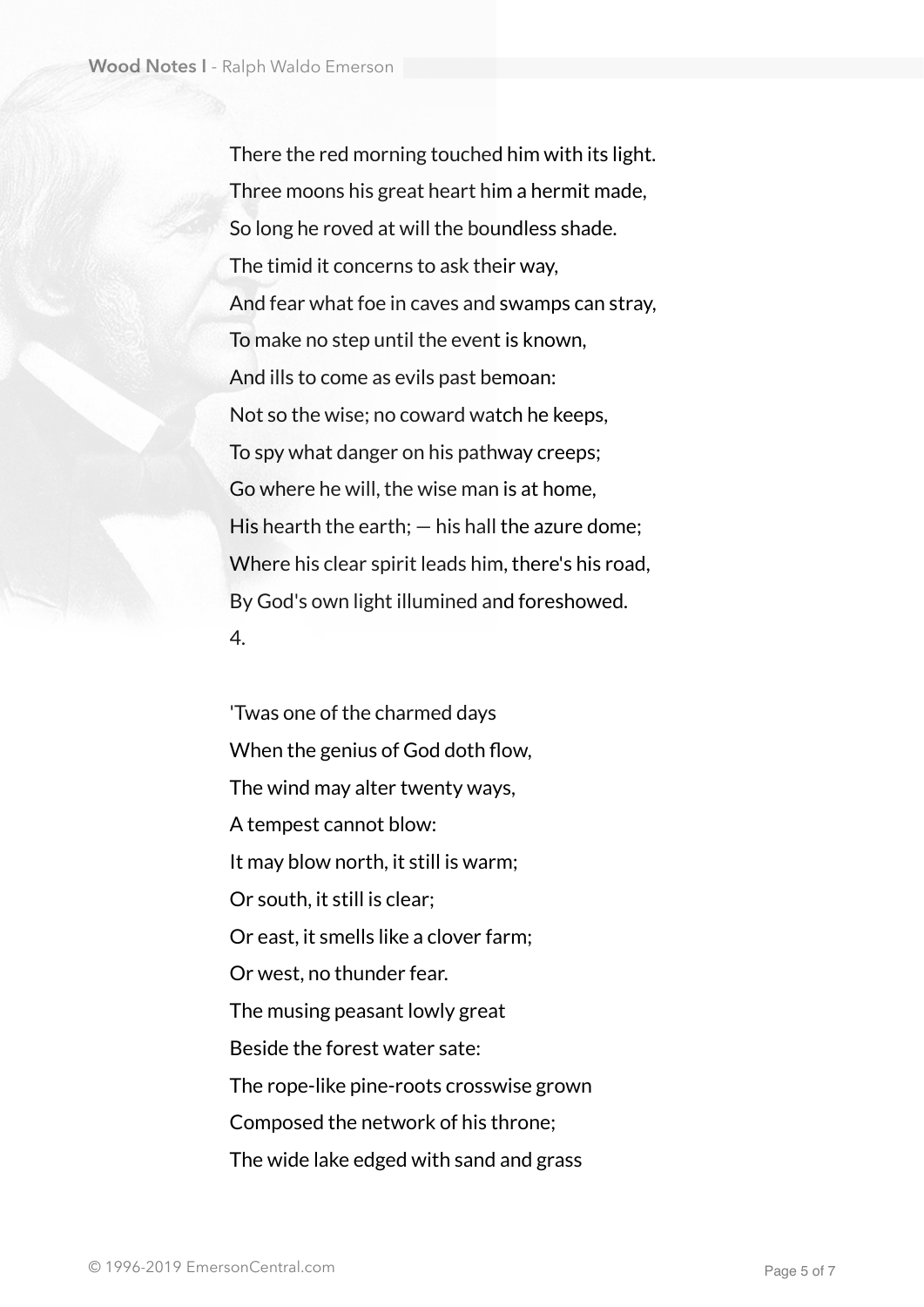There the red morning touched him with its light.
Three moons his great heart him a hermit made,
So long he roved at will the boundless shade.
The timid it concerns to ask their way,
And fear what foe in caves and swamps can stray,
To make no step until the event is known,
And ills to come as evils past bemoan:
Not so the wise; no coward watch he keeps,
To spy what danger on his pathway creeps;
Go where he will, the wise man is at home,
His hearth the earth; — his hall the azure dome;
Where his clear spirit leads him, there's his road,
By God's own light illumined and foreshowed.

4.

'Twas one of the charmed days
When the genius of God doth flow,
The wind may alter twenty ways,
A tempest cannot blow:
It may blow north, it still is warm;
Or south, it still is clear;
Or east, it smells like a clover farm;
Or west, no thunder fear.
The musing peasant lowly great
Beside the forest water sate:
The rope-like pine-roots crosswise grown
Composed the network of his throne;
The wide lake edged with sand and grass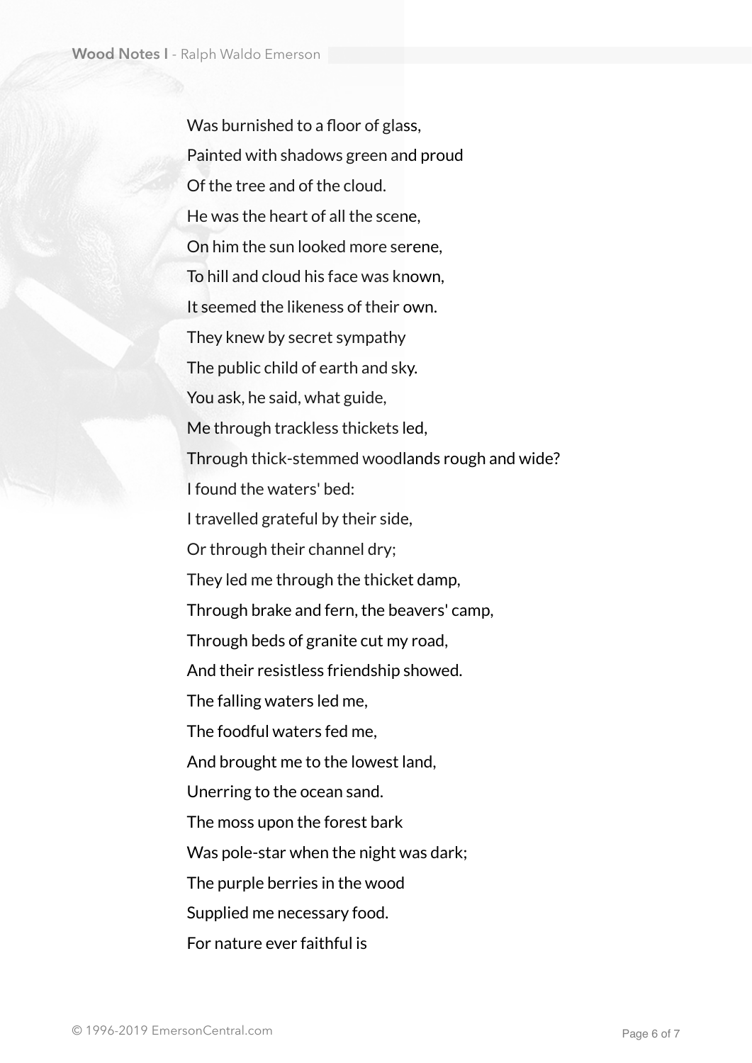Was burnished to a floor of glass,
Painted with shadows green and proud
Of the tree and of the cloud.
He was the heart of all the scene,
On him the sun looked more serene,
To hill and cloud his face was known,
It seemed the likeness of their own.
They knew by secret sympathy
The public child of earth and sky.
You ask, he said, what guide,
Me through trackless thickets led,
Through thick-stemmed woodlands rough and wide?
I found the waters' bed:
I travelled grateful by their side,
Or through their channel dry;
They led me through the thicket damp,
Through brake and fern, the beavers' camp,
Through beds of granite cut my road,
And their resistless friendship showed.
The falling waters led me,
The foodful waters fed me,
And brought me to the lowest land,
Unerring to the ocean sand.
The moss upon the forest bark
Was pole-star when the night was dark;
The purple berries in the wood
Supplied me necessary food.
For nature ever faithful is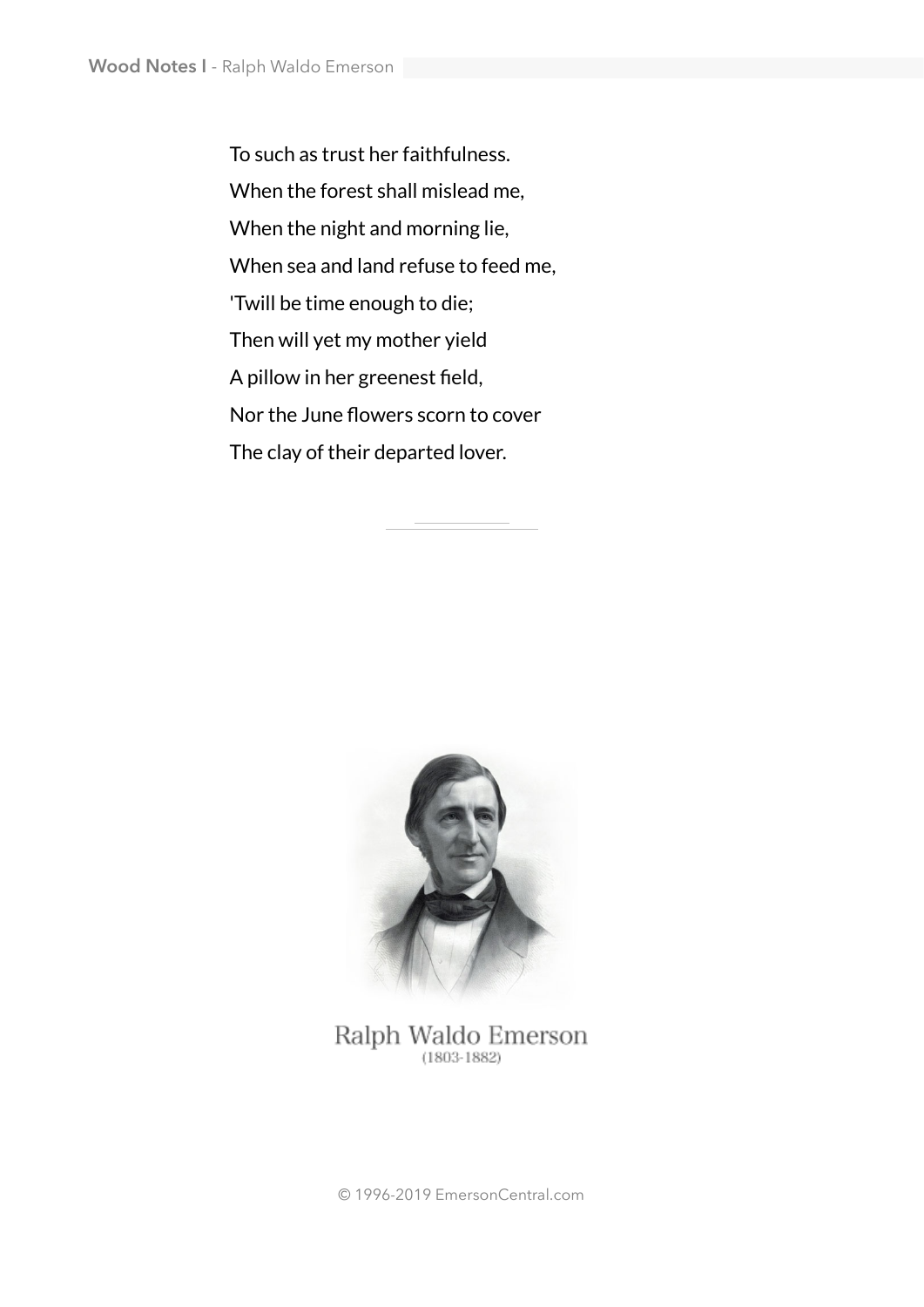To such as trust her faithfulness.
When the forest shall mislead me,
When the night and morning lie,
When sea and land refuse to feed me,
'Twill be time enough to die;
Then will yet my mother yield
A pillow in her greenest field,
Nor the June flowers scorn to cover
The clay of their departed lover.

---

Ralph Waldo Emerson
(1803-1882)

© 1996-2019 EmersonCentral.com